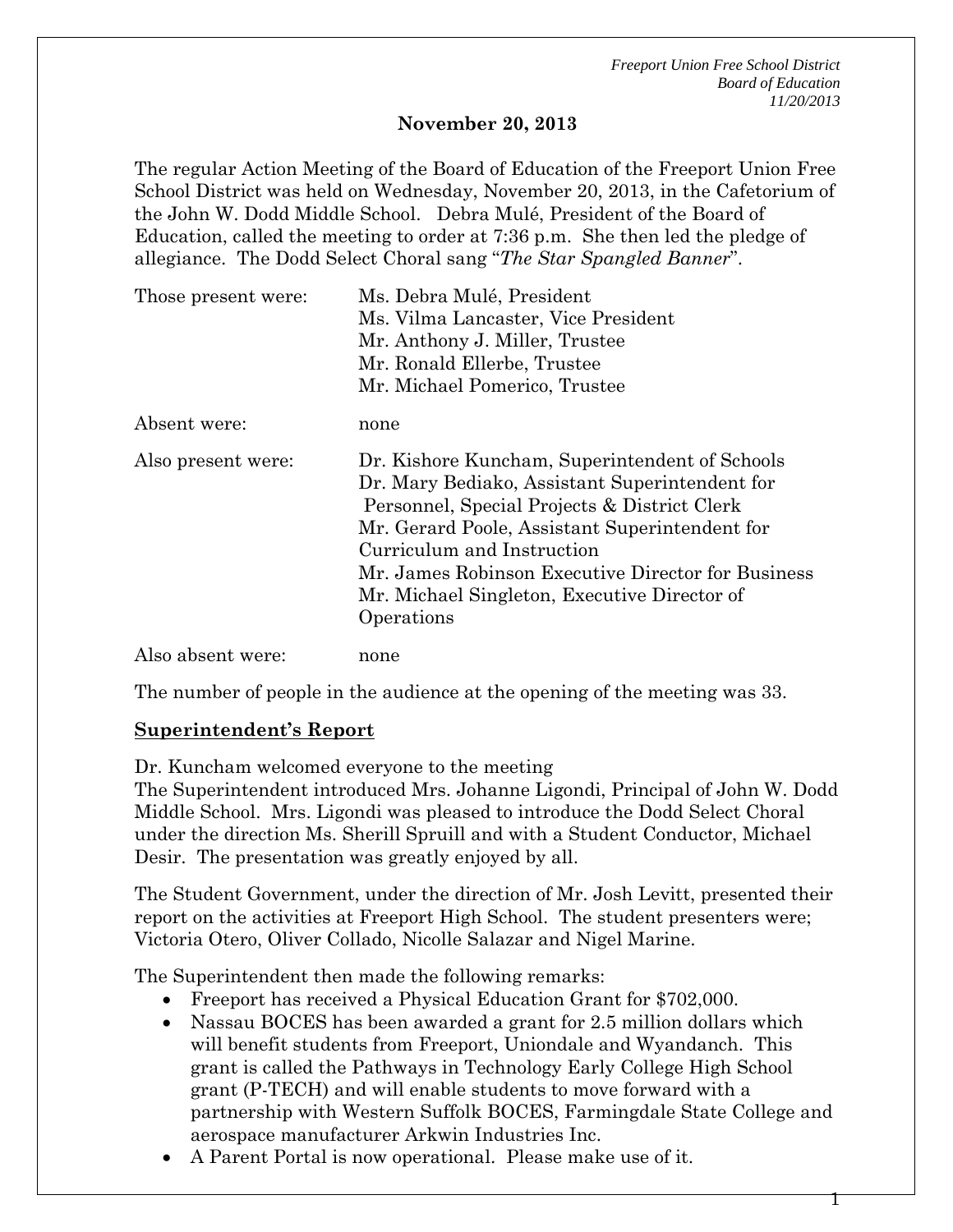**November 20, 2013**

The regular Action Meeting of the Board of Education of the Freeport Union Free School District was held on Wednesday, November 20, 2013, in the Cafetorium of the John W. Dodd Middle School. Debra Mulé, President of the Board of Education, called the meeting to order at 7:36 p.m. She then led the pledge of allegiance. The Dodd Select Choral sang "*The Star Spangled Banner*".

| | |
|---|---|
| Those present were: | Ms. Debra Mulé, President<br>Ms. Vilma Lancaster, Vice President<br>Mr. Anthony J. Miller, Trustee<br>Mr. Ronald Ellerbe, Trustee<br>Mr. Michael Pomerico, Trustee |
| Absent were: | none |
| Also present were: | Dr. Kishore Kuncham, Superintendent of Schools<br>Dr. Mary Bediako, Assistant Superintendent for Personnel, Special Projects & District Clerk<br>Mr. Gerard Poole, Assistant Superintendent for Curriculum and Instruction<br>Mr. James Robinson Executive Director for Business<br>Mr. Michael Singleton, Executive Director of Operations |
| Also absent were: | none |

The number of people in the audience at the opening of the meeting was 33.

**Superintendent's Report**

Dr. Kuncham welcomed everyone to the meeting
The Superintendent introduced Mrs. Johanne Ligondi, Principal of John W. Dodd Middle School. Mrs. Ligondi was pleased to introduce the Dodd Select Choral under the direction Ms. Sherill Spruill and with a Student Conductor, Michael Desir. The presentation was greatly enjoyed by all.

The Student Government, under the direction of Mr. Josh Levitt, presented their report on the activities at Freeport High School. The student presenters were; Victoria Otero, Oliver Collado, Nicolle Salazar and Nigel Marine.

The Superintendent then made the following remarks:

- Freeport has received a Physical Education Grant for $702,000.
- Nassau BOCES has been awarded a grant for 2.5 million dollars which will benefit students from Freeport, Uniondale and Wyandanch. This grant is called the Pathways in Technology Early College High School grant (P-TECH) and will enable students to move forward with a partnership with Western Suffolk BOCES, Farmingdale State College and aerospace manufacturer Arkwin Industries Inc.
- A Parent Portal is now operational. Please make use of it.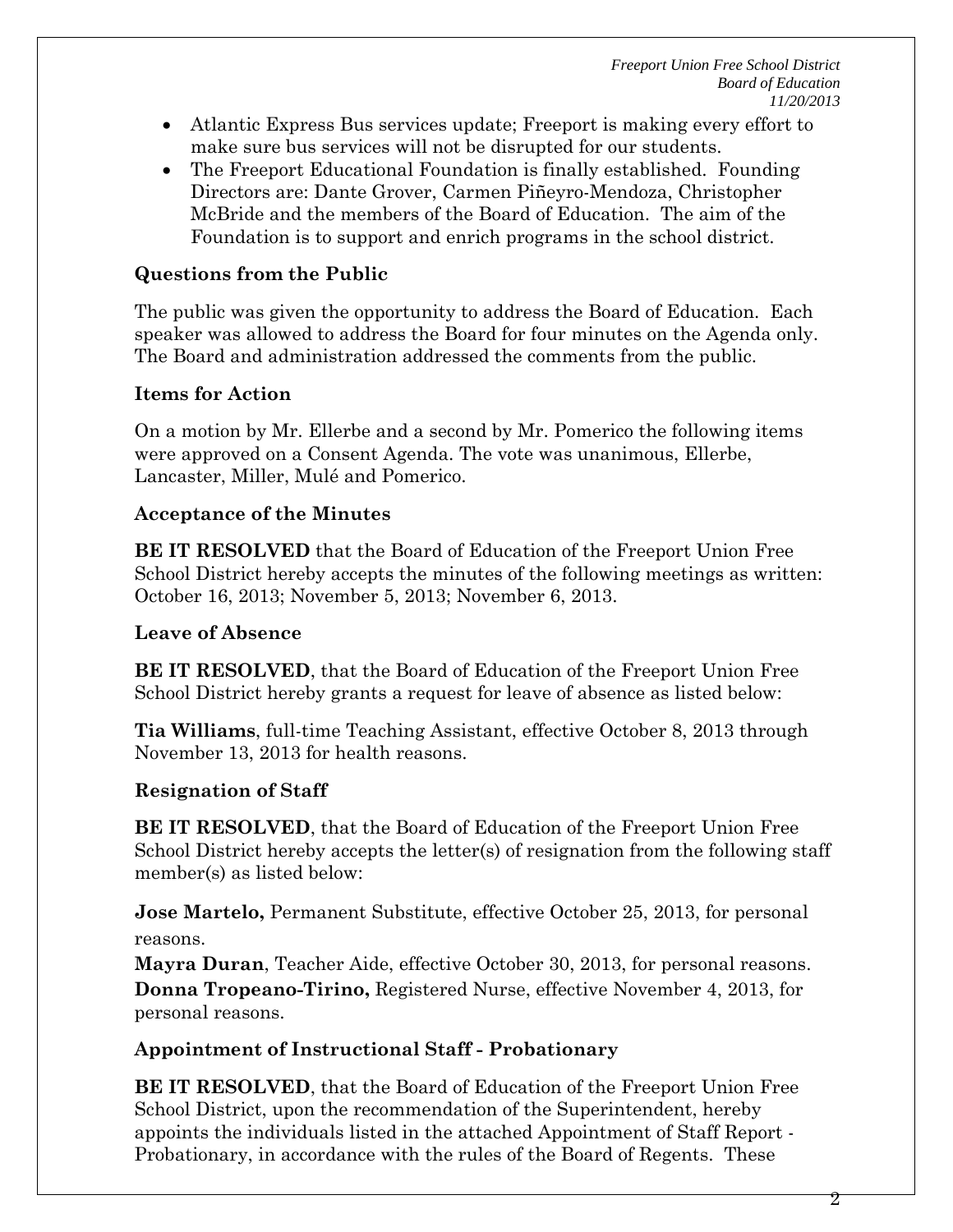- Atlantic Express Bus services update; Freeport is making every effort to make sure bus services will not be disrupted for our students.
- The Freeport Educational Foundation is finally established. Founding Directors are: Dante Grover, Carmen Piñeyro-Mendoza, Christopher McBride and the members of the Board of Education. The aim of the Foundation is to support and enrich programs in the school district.

**Questions from the Public**

The public was given the opportunity to address the Board of Education. Each speaker was allowed to address the Board for four minutes on the Agenda only. The Board and administration addressed the comments from the public.

**Items for Action**

On a motion by Mr. Ellerbe and a second by Mr. Pomerico the following items were approved on a Consent Agenda. The vote was unanimous, Ellerbe, Lancaster, Miller, Mulé and Pomerico.

**Acceptance of the Minutes**

**BE IT RESOLVED** that the Board of Education of the Freeport Union Free School District hereby accepts the minutes of the following meetings as written: October 16, 2013; November 5, 2013; November 6, 2013.

**Leave of Absence**

**BE IT RESOLVED**, that the Board of Education of the Freeport Union Free School District hereby grants a request for leave of absence as listed below:

**Tia Williams**, full-time Teaching Assistant, effective October 8, 2013 through November 13, 2013 for health reasons.

**Resignation of Staff**

**BE IT RESOLVED**, that the Board of Education of the Freeport Union Free School District hereby accepts the letter(s) of resignation from the following staff member(s) as listed below:

**Jose Martelo,** Permanent Substitute, effective October 25, 2013, for personal reasons.
**Mayra Duran**, Teacher Aide, effective October 30, 2013, for personal reasons.
**Donna Tropeano-Tirino,** Registered Nurse, effective November 4, 2013, for personal reasons.

**Appointment of Instructional Staff - Probationary**

**BE IT RESOLVED**, that the Board of Education of the Freeport Union Free School District, upon the recommendation of the Superintendent, hereby appoints the individuals listed in the attached Appointment of Staff Report - Probationary, in accordance with the rules of the Board of Regents. These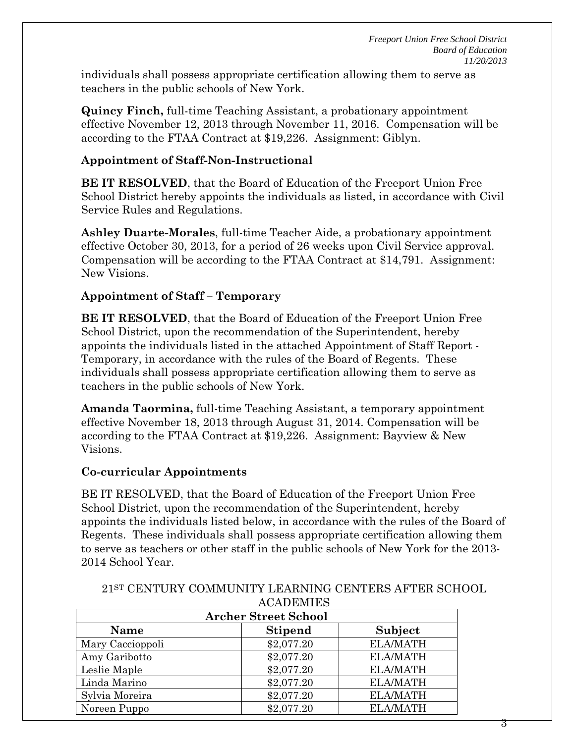individuals shall possess appropriate certification allowing them to serve as teachers in the public schools of New York.

**Quincy Finch,** full-time Teaching Assistant, a probationary appointment effective November 12, 2013 through November 11, 2016. Compensation will be according to the FTAA Contract at $19,226. Assignment: Giblyn.

**Appointment of Staff-Non-Instructional**

**BE IT RESOLVED**, that the Board of Education of the Freeport Union Free School District hereby appoints the individuals as listed, in accordance with Civil Service Rules and Regulations.

**Ashley Duarte-Morales**, full-time Teacher Aide, a probationary appointment effective October 30, 2013, for a period of 26 weeks upon Civil Service approval. Compensation will be according to the FTAA Contract at $14,791. Assignment: New Visions.

**Appointment of Staff – Temporary**

**BE IT RESOLVED**, that the Board of Education of the Freeport Union Free School District, upon the recommendation of the Superintendent, hereby appoints the individuals listed in the attached Appointment of Staff Report - Temporary, in accordance with the rules of the Board of Regents. These individuals shall possess appropriate certification allowing them to serve as teachers in the public schools of New York.

**Amanda Taormina,** full-time Teaching Assistant, a temporary appointment effective November 18, 2013 through August 31, 2014. Compensation will be according to the FTAA Contract at $19,226. Assignment: Bayview & New Visions.

**Co-curricular Appointments**

BE IT RESOLVED, that the Board of Education of the Freeport Union Free School District, upon the recommendation of the Superintendent, hereby appoints the individuals listed below, in accordance with the rules of the Board of Regents. These individuals shall possess appropriate certification allowing them to serve as teachers or other staff in the public schools of New York for the 2013-2014 School Year.

21ST CENTURY COMMUNITY LEARNING CENTERS AFTER SCHOOL ACADEMIES

| **Archer Street School** | | |
|---|---|---|
| **Name** | **Stipend** | **Subject** |
| Mary Caccioppoli | $2,077.20 | ELA/MATH |
| Amy Garibotto | $2,077.20 | ELA/MATH |
| Leslie Maple | $2,077.20 | ELA/MATH |
| Linda Marino | $2,077.20 | ELA/MATH |
| Sylvia Moreira | $2,077.20 | ELA/MATH |
| Noreen Puppo | $2,077.20 | ELA/MATH |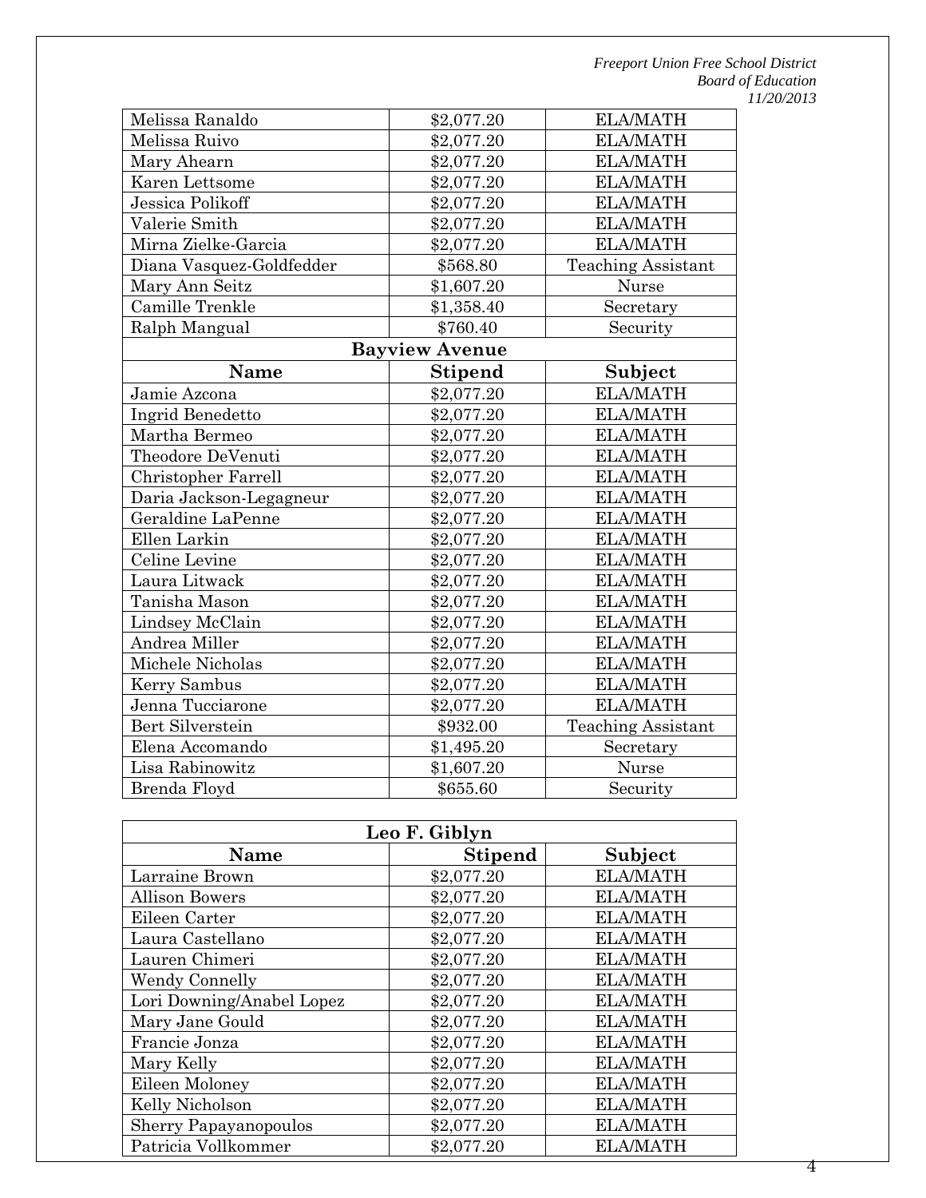| Melissa Ranaldo | $2,077.20 | ELA/MATH |
|---|---|---|
| Melissa Ruivo | $2,077.20 | ELA/MATH |
| Mary Ahearn | $2,077.20 | ELA/MATH |
| Karen Lettsome | $2,077.20 | ELA/MATH |
| Jessica Polikoff | $2,077.20 | ELA/MATH |
| Valerie Smith | $2,077.20 | ELA/MATH |
| Mirna Zielke-Garcia | $2,077.20 | ELA/MATH |
| Diana Vasquez-Goldfedder | $568.80 | Teaching Assistant |
| Mary Ann Seitz | $1,607.20 | Nurse |
| Camille Trenkle | $1,358.40 | Secretary |
| Ralph Mangual | $760.40 | Security |

| Bayview Avenue | | |
|---|---|---|
| **Name** | **Stipend** | **Subject** |
| Jamie Azcona | $2,077.20 | ELA/MATH |
| Ingrid Benedetto | $2,077.20 | ELA/MATH |
| Martha Bermeo | $2,077.20 | ELA/MATH |
| Theodore DeVenuti | $2,077.20 | ELA/MATH |
| Christopher Farrell | $2,077.20 | ELA/MATH |
| Daria Jackson-Legagneur | $2,077.20 | ELA/MATH |
| Geraldine LaPenne | $2,077.20 | ELA/MATH |
| Ellen Larkin | $2,077.20 | ELA/MATH |
| Celine Levine | $2,077.20 | ELA/MATH |
| Laura Litwack | $2,077.20 | ELA/MATH |
| Tanisha Mason | $2,077.20 | ELA/MATH |
| Lindsey McClain | $2,077.20 | ELA/MATH |
| Andrea Miller | $2,077.20 | ELA/MATH |
| Michele Nicholas | $2,077.20 | ELA/MATH |
| Kerry Sambus | $2,077.20 | ELA/MATH |
| Jenna Tucciarone | $2,077.20 | ELA/MATH |
| Bert Silverstein | $932.00 | Teaching Assistant |
| Elena Accomando | $1,495.20 | Secretary |
| Lisa Rabinowitz | $1,607.20 | Nurse |
| Brenda Floyd | $655.60 | Security |

| Leo F. Giblyn | | |
|---|---|---|
| **Name** | **Stipend** | **Subject** |
| Larraine Brown | $2,077.20 | ELA/MATH |
| Allison Bowers | $2,077.20 | ELA/MATH |
| Eileen Carter | $2,077.20 | ELA/MATH |
| Laura Castellano | $2,077.20 | ELA/MATH |
| Lauren Chimeri | $2,077.20 | ELA/MATH |
| Wendy Connelly | $2,077.20 | ELA/MATH |
| Lori Downing/Anabel Lopez | $2,077.20 | ELA/MATH |
| Mary Jane Gould | $2,077.20 | ELA/MATH |
| Francie Jonza | $2,077.20 | ELA/MATH |
| Mary Kelly | $2,077.20 | ELA/MATH |
| Eileen Moloney | $2,077.20 | ELA/MATH |
| Kelly Nicholson | $2,077.20 | ELA/MATH |
| Sherry Papayanopoulos | $2,077.20 | ELA/MATH |
| Patricia Vollkommer | $2,077.20 | ELA/MATH |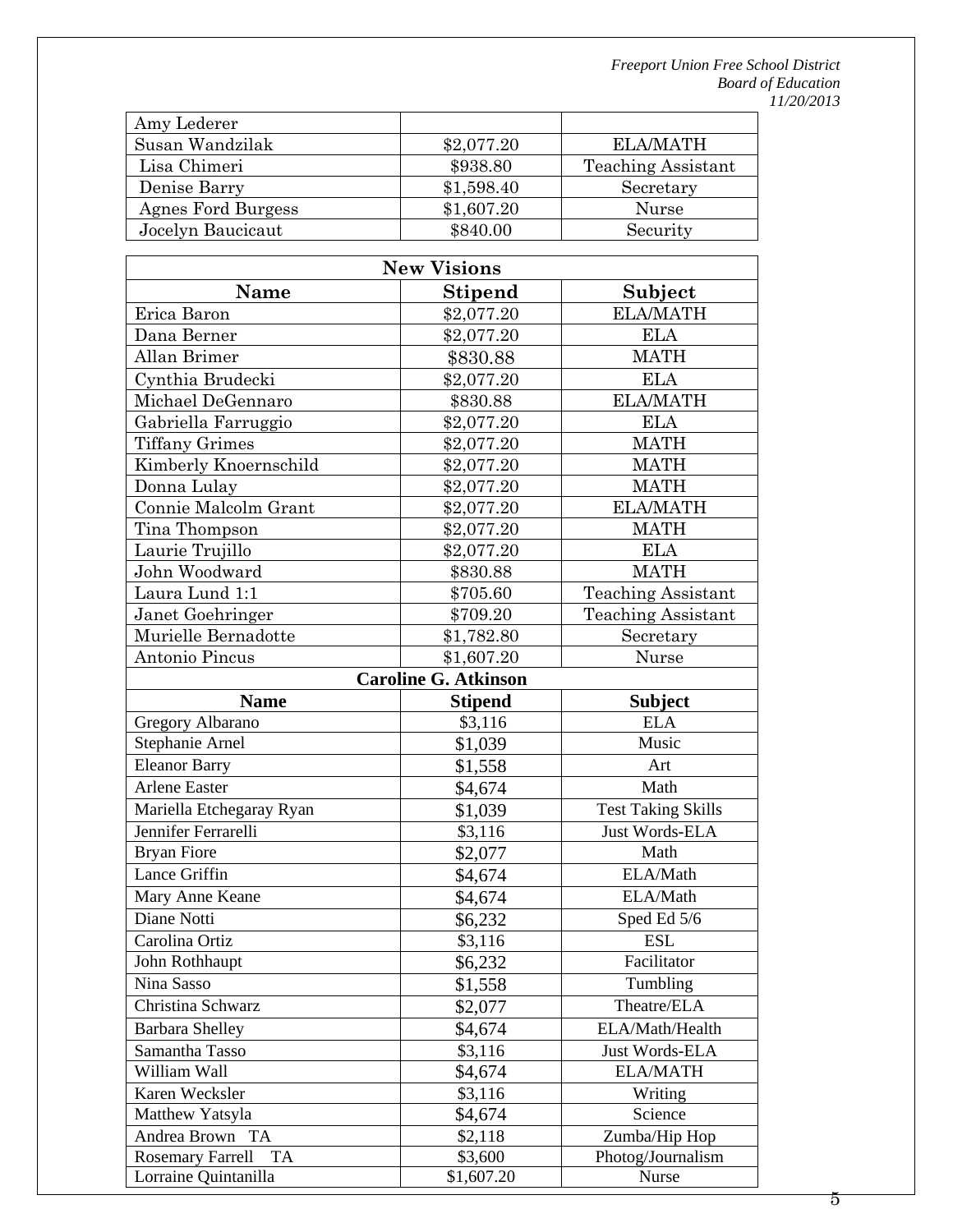| | | |
|---|---|---|
| Amy Lederer | | |
| Susan Wandzilak | $2,077.20 | ELA/MATH |
| Lisa Chimeri | $938.80 | Teaching Assistant |
| Denise Barry | $1,598.40 | Secretary |
| Agnes Ford Burgess | $1,607.20 | Nurse |
| Jocelyn Baucicaut | $840.00 | Security |

**New Visions**

| Name | Stipend | Subject |
|---|---|---|
| Erica Baron | $2,077.20 | ELA/MATH |
| Dana Berner | $2,077.20 | ELA |
| Allan Brimer | $830.88 | MATH |
| Cynthia Brudecki | $2,077.20 | ELA |
| Michael DeGennaro | $830.88 | ELA/MATH |
| Gabriella Farruggio | $2,077.20 | ELA |
| Tiffany Grimes | $2,077.20 | MATH |
| Kimberly Knoernschild | $2,077.20 | MATH |
| Donna Lulay | $2,077.20 | MATH |
| Connie Malcolm Grant | $2,077.20 | ELA/MATH |
| Tina Thompson | $2,077.20 | MATH |
| Laurie Trujillo | $2,077.20 | ELA |
| John Woodward | $830.88 | MATH |
| Laura Lund 1:1 | $705.60 | Teaching Assistant |
| Janet Goehringer | $709.20 | Teaching Assistant |
| Murielle Bernadotte | $1,782.80 | Secretary |
| Antonio Pincus | $1,607.20 | Nurse |

**Caroline G. Atkinson**

| Name | Stipend | Subject |
|---|---|---|
| Gregory Albarano | $3,116 | ELA |
| Stephanie Arnel | $1,039 | Music |
| Eleanor Barry | $1,558 | Art |
| Arlene Easter | $4,674 | Math |
| Mariella Etchegaray Ryan | $1,039 | Test Taking Skills |
| Jennifer Ferrarelli | $3,116 | Just Words-ELA |
| Bryan Fiore | $2,077 | Math |
| Lance Griffin | $4,674 | ELA/Math |
| Mary Anne Keane | $4,674 | ELA/Math |
| Diane Notti | $6,232 | Sped Ed 5/6 |
| Carolina Ortiz | $3,116 | ESL |
| John Rothhaupt | $6,232 | Facilitator |
| Nina Sasso | $1,558 | Tumbling |
| Christina Schwarz | $2,077 | Theatre/ELA |
| Barbara Shelley | $4,674 | ELA/Math/Health |
| Samantha Tasso | $3,116 | Just Words-ELA |
| William Wall | $4,674 | ELA/MATH |
| Karen Wecksler | $3,116 | Writing |
| Matthew Yatsyla | $4,674 | Science |
| Andrea Brown TA | $2,118 | Zumba/Hip Hop |
| Rosemary Farrell TA | $3,600 | Photog/Journalism |
| Lorraine Quintanilla | $1,607.20 | Nurse |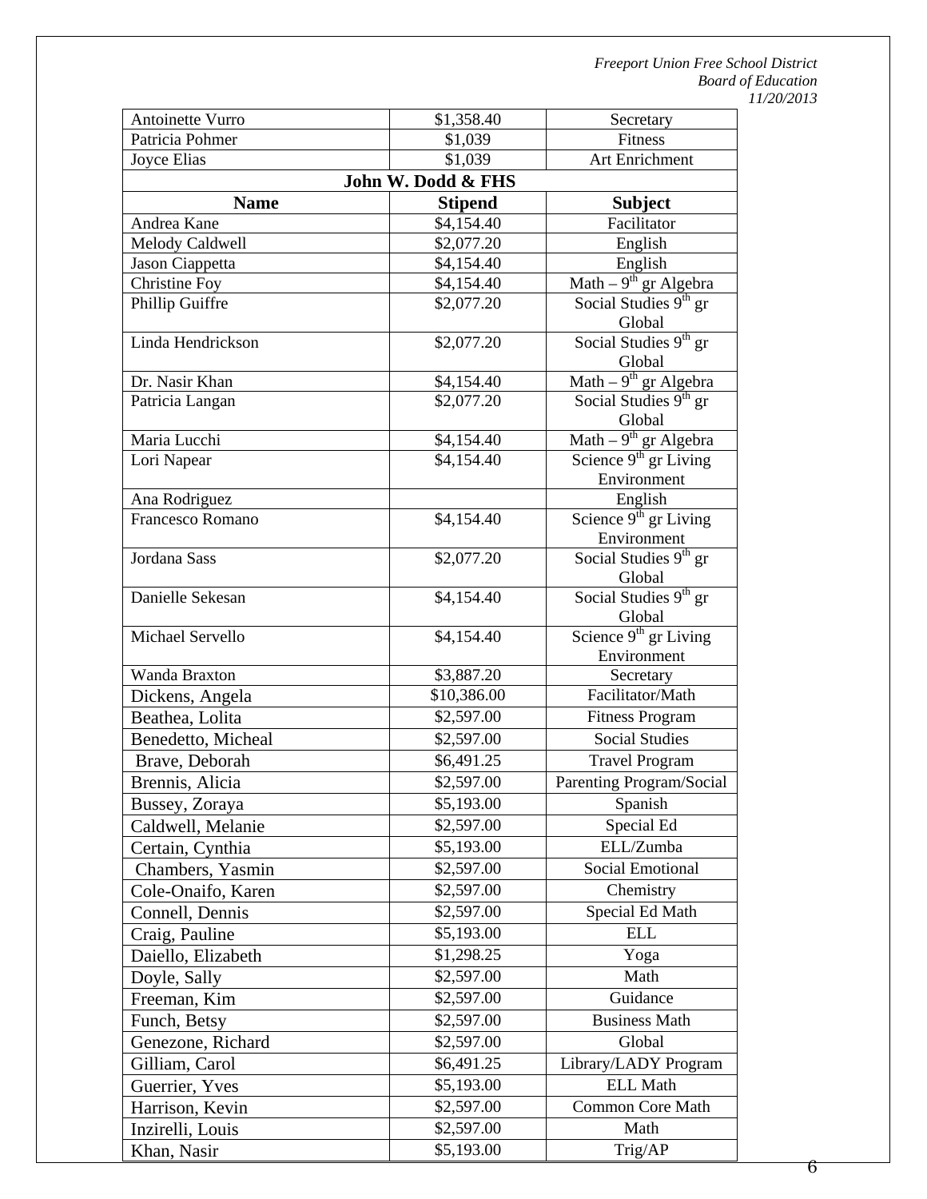| Antoinette Vurro | $1,358.40 | Secretary |
|---|---|---|
| Patricia Pohmer | $1,039 | Fitness |
| Joyce Elias | $1,039 | Art Enrichment |
| **John W. Dodd & FHS** | | |
| **Name** | **Stipend** | **Subject** |
| Andrea Kane | $4,154.40 | Facilitator |
| Melody Caldwell | $2,077.20 | English |
| Jason Ciappetta | $4,154.40 | English |
| Christine Foy | $4,154.40 | Math – 9th gr Algebra |
| Phillip Guiffre | $2,077.20 | Social Studies 9th gr Global |
| Linda Hendrickson | $2,077.20 | Social Studies 9th gr Global |
| Dr. Nasir Khan | $4,154.40 | Math – 9th gr Algebra |
| Patricia Langan | $2,077.20 | Social Studies 9th gr Global |
| Maria Lucchi | $4,154.40 | Math – 9th gr Algebra |
| Lori Napear | $4,154.40 | Science 9th gr Living Environment |
| Ana Rodriguez | | English |
| Francesco Romano | $4,154.40 | Science 9th gr Living Environment |
| Jordana Sass | $2,077.20 | Social Studies 9th gr Global |
| Danielle Sekesan | $4,154.40 | Social Studies 9th gr Global |
| Michael Servello | $4,154.40 | Science 9th gr Living Environment |
| Wanda Braxton | $3,887.20 | Secretary |
| Dickens, Angela | $10,386.00 | Facilitator/Math |
| Beathea, Lolita | $2,597.00 | Fitness Program |
| Benedetto, Micheal | $2,597.00 | Social Studies |
| Brave, Deborah | $6,491.25 | Travel Program |
| Brennis, Alicia | $2,597.00 | Parenting Program/Social |
| Bussey, Zoraya | $5,193.00 | Spanish |
| Caldwell, Melanie | $2,597.00 | Special Ed |
| Certain, Cynthia | $5,193.00 | ELL/Zumba |
| Chambers, Yasmin | $2,597.00 | Social Emotional |
| Cole-Onaifo, Karen | $2,597.00 | Chemistry |
| Connell, Dennis | $2,597.00 | Special Ed Math |
| Craig, Pauline | $5,193.00 | ELL |
| Daiello, Elizabeth | $1,298.25 | Yoga |
| Doyle, Sally | $2,597.00 | Math |
| Freeman, Kim | $2,597.00 | Guidance |
| Funch, Betsy | $2,597.00 | Business Math |
| Genezone, Richard | $2,597.00 | Global |
| Gilliam, Carol | $6,491.25 | Library/LADY Program |
| Guerrier, Yves | $5,193.00 | ELL Math |
| Harrison, Kevin | $2,597.00 | Common Core Math |
| Inzirelli, Louis | $2,597.00 | Math |
| Khan, Nasir | $5,193.00 | Trig/AP |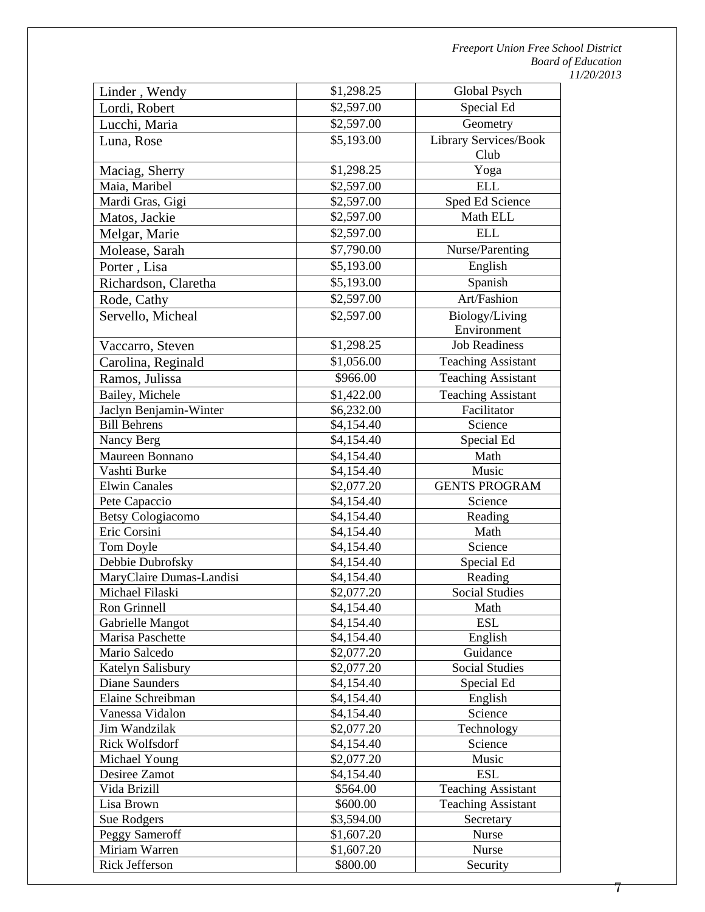| Linder , Wendy | $1,298.25 | Global Psych |
|---|---|---|
| Lordi, Robert | $2,597.00 | Special Ed |
| Lucchi, Maria | $2,597.00 | Geometry |
| Luna, Rose | $5,193.00 | Library Services/Book Club |
| Maciag, Sherry | $1,298.25 | Yoga |
| Maia, Maribel | $2,597.00 | ELL |
| Mardi Gras, Gigi | $2,597.00 | Sped Ed Science |
| Matos, Jackie | $2,597.00 | Math ELL |
| Melgar, Marie | $2,597.00 | ELL |
| Molease, Sarah | $7,790.00 | Nurse/Parenting |
| Porter , Lisa | $5,193.00 | English |
| Richardson, Claretha | $5,193.00 | Spanish |
| Rode, Cathy | $2,597.00 | Art/Fashion |
| Servello, Micheal | $2,597.00 | Biology/Living Environment |
| Vaccarro, Steven | $1,298.25 | Job Readiness |
| Carolina, Reginald | $1,056.00 | Teaching Assistant |
| Ramos, Julissa | $966.00 | Teaching Assistant |
| Bailey, Michele | $1,422.00 | Teaching Assistant |
| Jaclyn Benjamin-Winter | $6,232.00 | Facilitator |
| Bill Behrens | $4,154.40 | Science |
| Nancy Berg | $4,154.40 | Special Ed |
| Maureen Bonnano | $4,154.40 | Math |
| Vashti Burke | $4,154.40 | Music |
| Elwin Canales | $2,077.20 | GENTS PROGRAM |
| Pete Capaccio | $4,154.40 | Science |
| Betsy Cologiacomo | $4,154.40 | Reading |
| Eric Corsini | $4,154.40 | Math |
| Tom Doyle | $4,154.40 | Science |
| Debbie Dubrofsky | $4,154.40 | Special Ed |
| MaryClaire Dumas-Landisi | $4,154.40 | Reading |
| Michael Filaski | $2,077.20 | Social Studies |
| Ron Grinnell | $4,154.40 | Math |
| Gabrielle Mangot | $4,154.40 | ESL |
| Marisa Paschette | $4,154.40 | English |
| Mario Salcedo | $2,077.20 | Guidance |
| Katelyn Salisbury | $2,077.20 | Social Studies |
| Diane Saunders | $4,154.40 | Special Ed |
| Elaine Schreibman | $4,154.40 | English |
| Vanessa Vidalon | $4,154.40 | Science |
| Jim Wandzilak | $2,077.20 | Technology |
| Rick Wolfsdorf | $4,154.40 | Science |
| Michael Young | $2,077.20 | Music |
| Desiree Zamot | $4,154.40 | ESL |
| Vida Brizill | $564.00 | Teaching Assistant |
| Lisa Brown | $600.00 | Teaching Assistant |
| Sue Rodgers | $3,594.00 | Secretary |
| Peggy Sameroff | $1,607.20 | Nurse |
| Miriam Warren | $1,607.20 | Nurse |
| Rick Jefferson | $800.00 | Security |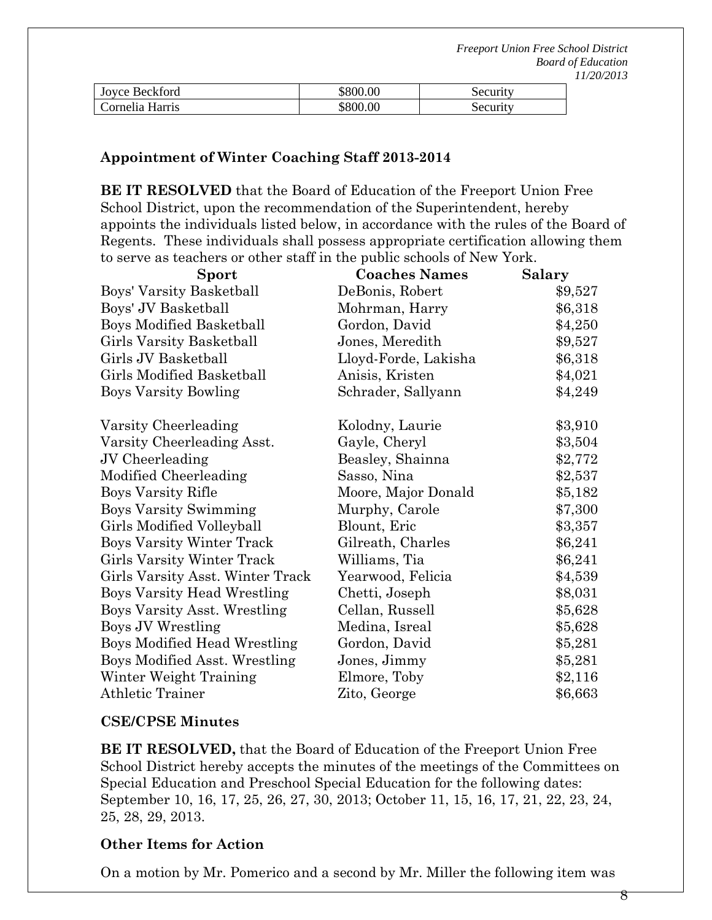| Joyce Beckford | \$800.00 | Security |
|---|---|---|
| Cornelia Harris | \$800.00 | Security |

### Appointment of Winter Coaching Staff 2013-2014

**BE IT RESOLVED** that the Board of Education of the Freeport Union Free School District, upon the recommendation of the Superintendent, hereby appoints the individuals listed below, in accordance with the rules of the Board of Regents. These individuals shall possess appropriate certification allowing them to serve as teachers or other staff in the public schools of New York.

| Sport | Coaches Names | Salary |
|---|---|---|
| Boys' Varsity Basketball | DeBonis, Robert | \$9,527 |
| Boys' JV Basketball | Mohrman, Harry | \$6,318 |
| Boys Modified Basketball | Gordon, David | \$4,250 |
| Girls Varsity Basketball | Jones, Meredith | \$9,527 |
| Girls JV Basketball | Lloyd-Forde, Lakisha | \$6,318 |
| Girls Modified Basketball | Anisis, Kristen | \$4,021 |
| Boys Varsity Bowling | Schrader, Sallyann | \$4,249 |
| Varsity Cheerleading | Kolodny, Laurie | \$3,910 |
| Varsity Cheerleading Asst. | Gayle, Cheryl | \$3,504 |
| JV Cheerleading | Beasley, Shainna | \$2,772 |
| Modified Cheerleading | Sasso, Nina | \$2,537 |
| Boys Varsity Rifle | Moore, Major Donald | \$5,182 |
| Boys Varsity Swimming | Murphy, Carole | \$7,300 |
| Girls Modified Volleyball | Blount, Eric | \$3,357 |
| Boys Varsity Winter Track | Gilreath, Charles | \$6,241 |
| Girls Varsity Winter Track | Williams, Tia | \$6,241 |
| Girls Varsity Asst. Winter Track | Yearwood, Felicia | \$4,539 |
| Boys Varsity Head Wrestling | Chetti, Joseph | \$8,031 |
| Boys Varsity Asst. Wrestling | Cellan, Russell | \$5,628 |
| Boys JV Wrestling | Medina, Isreal | \$5,628 |
| Boys Modified Head Wrestling | Gordon, David | \$5,281 |
| Boys Modified Asst. Wrestling | Jones, Jimmy | \$5,281 |
| Winter Weight Training | Elmore, Toby | \$2,116 |
| Athletic Trainer | Zito, George | \$6,663 |

### CSE/CPSE Minutes

**BE IT RESOLVED,** that the Board of Education of the Freeport Union Free School District hereby accepts the minutes of the meetings of the Committees on Special Education and Preschool Special Education for the following dates: September 10, 16, 17, 25, 26, 27, 30, 2013; October 11, 15, 16, 17, 21, 22, 23, 24, 25, 28, 29, 2013.

### Other Items for Action

On a motion by Mr. Pomerico and a second by Mr. Miller the following item was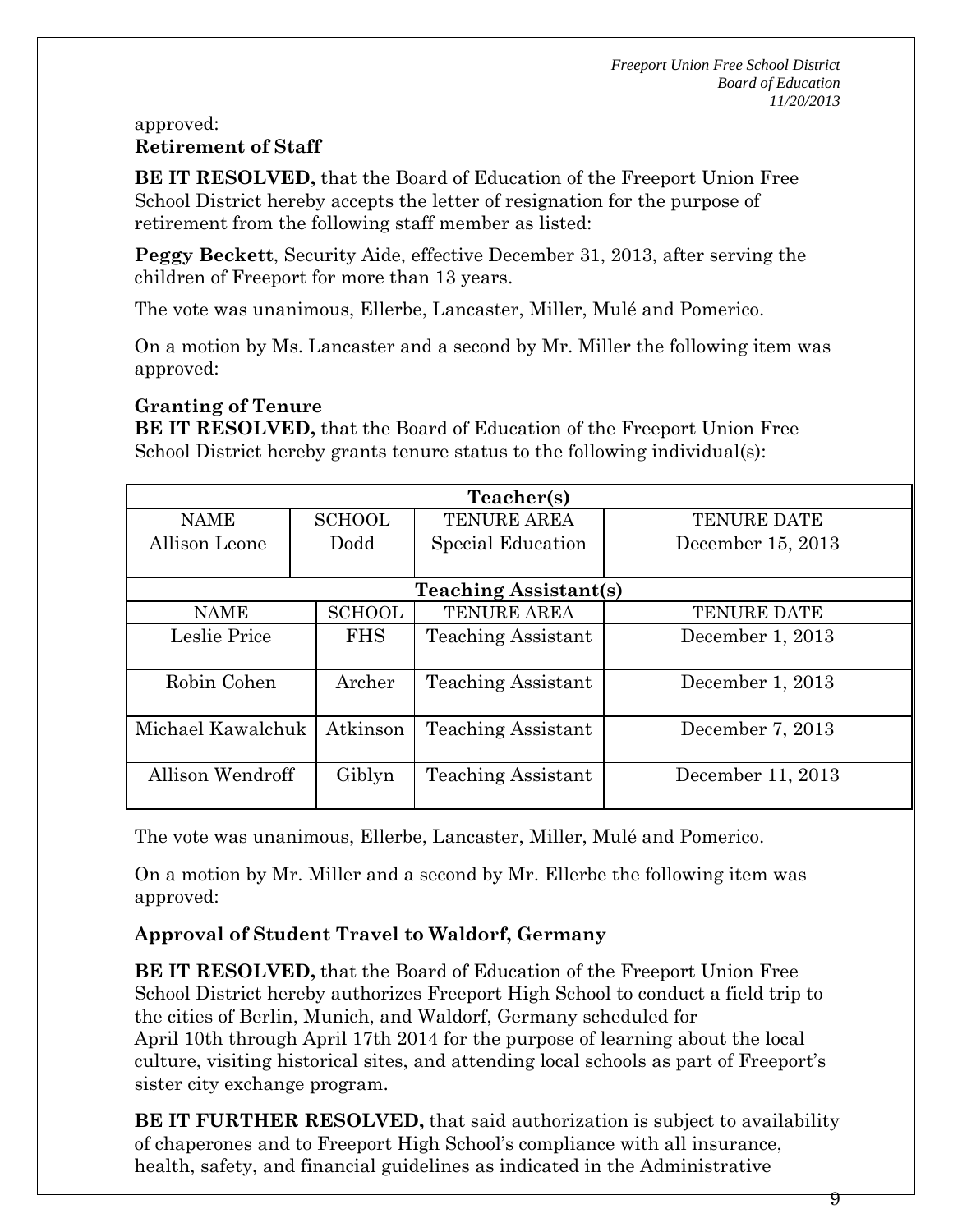approved:

**Retirement of Staff**

**BE IT RESOLVED,** that the Board of Education of the Freeport Union Free School District hereby accepts the letter of resignation for the purpose of retirement from the following staff member as listed:

**Peggy Beckett**, Security Aide, effective December 31, 2013, after serving the children of Freeport for more than 13 years.

The vote was unanimous, Ellerbe, Lancaster, Miller, Mulé and Pomerico.

On a motion by Ms. Lancaster and a second by Mr. Miller the following item was approved:

**Granting of Tenure**

**BE IT RESOLVED,** that the Board of Education of the Freeport Union Free School District hereby grants tenure status to the following individual(s):

| Teacher(s) | | | |
|---|---|---|---|
| NAME | SCHOOL | TENURE AREA | TENURE DATE |
| Allison Leone | Dodd | Special Education | December 15, 2013 |
| **Teaching Assistant(s)** | | | |
| NAME | SCHOOL | TENURE AREA | TENURE DATE |
| Leslie Price | FHS | Teaching Assistant | December 1, 2013 |
| Robin Cohen | Archer | Teaching Assistant | December 1, 2013 |
| Michael Kawalchuk | Atkinson | Teaching Assistant | December 7, 2013 |
| Allison Wendroff | Giblyn | Teaching Assistant | December 11, 2013 |

The vote was unanimous, Ellerbe, Lancaster, Miller, Mulé and Pomerico.

On a motion by Mr. Miller and a second by Mr. Ellerbe the following item was approved:

**Approval of Student Travel to Waldorf, Germany**

**BE IT RESOLVED,** that the Board of Education of the Freeport Union Free School District hereby authorizes Freeport High School to conduct a field trip to the cities of Berlin, Munich, and Waldorf, Germany scheduled for April 10th through April 17th 2014 for the purpose of learning about the local culture, visiting historical sites, and attending local schools as part of Freeport's sister city exchange program.

**BE IT FURTHER RESOLVED,** that said authorization is subject to availability of chaperones and to Freeport High School's compliance with all insurance, health, safety, and financial guidelines as indicated in the Administrative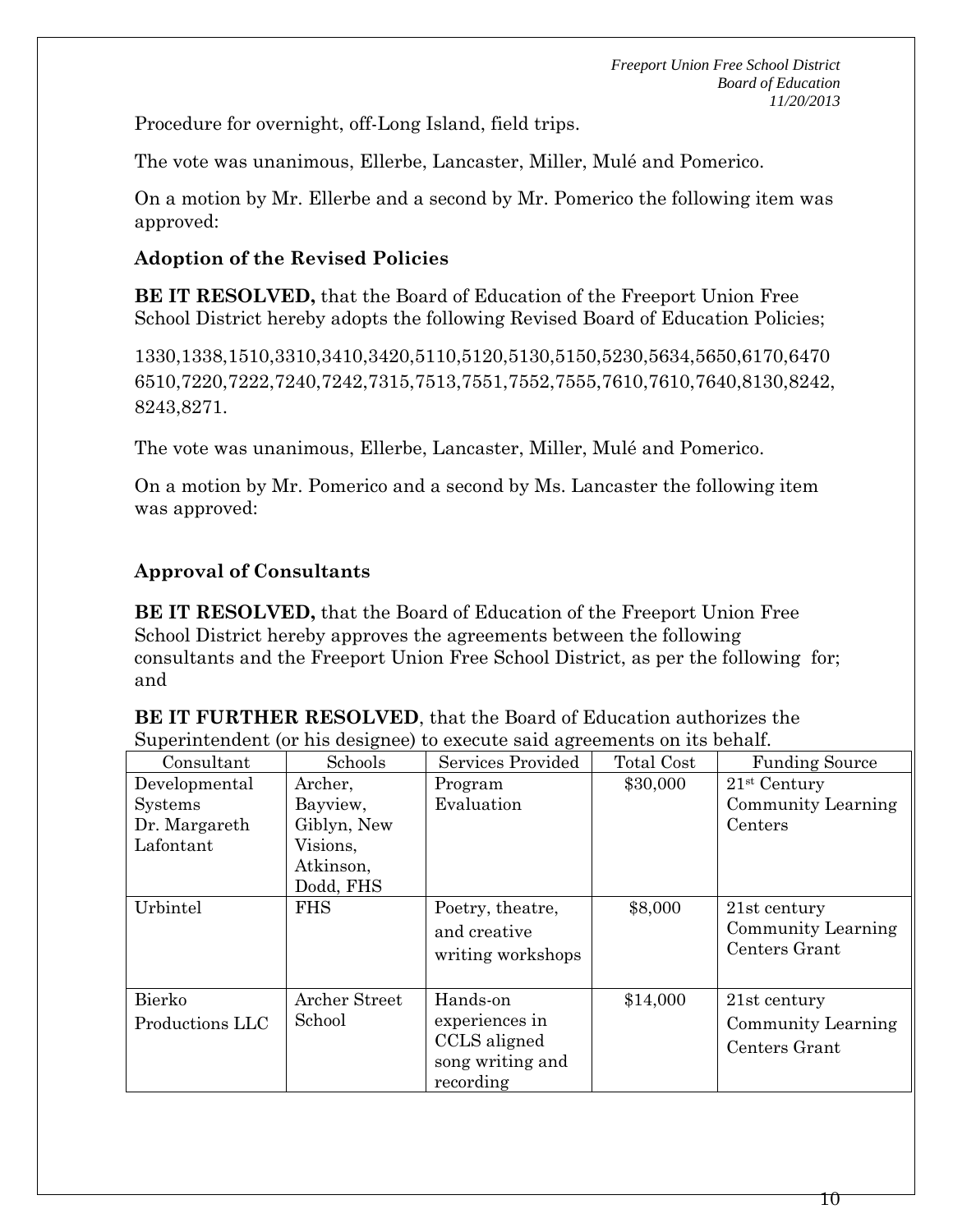Procedure for overnight, off-Long Island, field trips.

The vote was unanimous, Ellerbe, Lancaster, Miller, Mulé and Pomerico.

On a motion by Mr. Ellerbe and a second by Mr. Pomerico the following item was approved:

**Adoption of the Revised Policies**

**BE IT RESOLVED,** that the Board of Education of the Freeport Union Free School District hereby adopts the following Revised Board of Education Policies;

1330,1338,1510,3310,3410,3420,5110,5120,5130,5150,5230,5634,5650,6170,6470 6510,7220,7222,7240,7242,7315,7513,7551,7552,7555,7610,7610,7640,8130,8242, 8243,8271.

The vote was unanimous, Ellerbe, Lancaster, Miller, Mulé and Pomerico.

On a motion by Mr. Pomerico and a second by Ms. Lancaster the following item was approved:

**Approval of Consultants**

**BE IT RESOLVED,** that the Board of Education of the Freeport Union Free School District hereby approves the agreements between the following consultants and the Freeport Union Free School District, as per the following for; and

**BE IT FURTHER RESOLVED**, that the Board of Education authorizes the Superintendent (or his designee) to execute said agreements on its behalf.

| Consultant | Schools | Services Provided | Total Cost | Funding Source |
|---|---|---|---|---|
| Developmental Systems Dr. Margareth Lafontant | Archer, Bayview, Giblyn, New Visions, Atkinson, Dodd, FHS | Program Evaluation | \$30,000 | 21st Century Community Learning Centers |
| Urbintel | FHS | Poetry, theatre, and creative writing workshops | \$8,000 | 21st century Community Learning Centers Grant |
| Bierko Productions LLC | Archer Street School | Hands-on experiences in CCLS aligned song writing and recording | \$14,000 | 21st century Community Learning Centers Grant |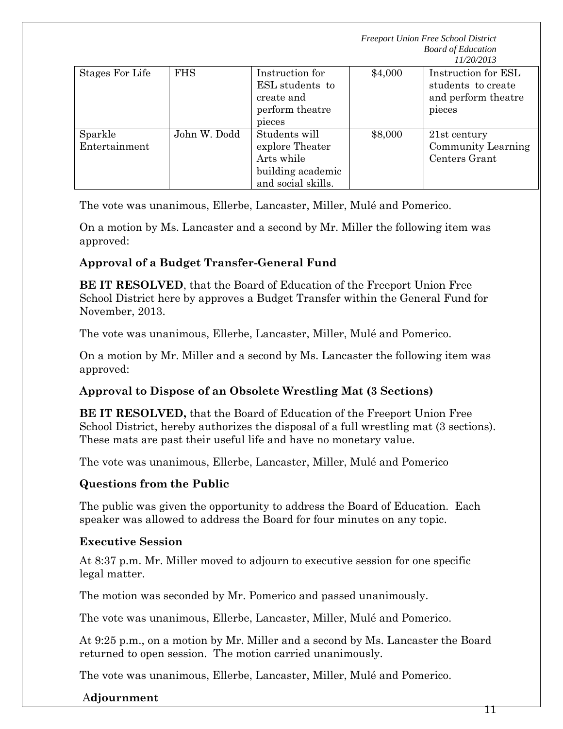| Stages For Life | FHS | Instruction for ESL students to create and perform theatre pieces | $4,000 | Instruction for ESL students to create and perform theatre pieces |
|---|---|---|---|---|
| Sparkle Entertainment | John W. Dodd | Students will explore Theater Arts while building academic and social skills. | $8,000 | 21st century Community Learning Centers Grant |

The vote was unanimous, Ellerbe, Lancaster, Miller, Mulé and Pomerico.

On a motion by Ms. Lancaster and a second by Mr. Miller the following item was approved:

**Approval of a Budget Transfer-General Fund**

**BE IT RESOLVED**, that the Board of Education of the Freeport Union Free School District here by approves a Budget Transfer within the General Fund for November, 2013.

The vote was unanimous, Ellerbe, Lancaster, Miller, Mulé and Pomerico.

On a motion by Mr. Miller and a second by Ms. Lancaster the following item was approved:

**Approval to Dispose of an Obsolete Wrestling Mat (3 Sections)**

**BE IT RESOLVED,** that the Board of Education of the Freeport Union Free School District, hereby authorizes the disposal of a full wrestling mat (3 sections). These mats are past their useful life and have no monetary value.

The vote was unanimous, Ellerbe, Lancaster, Miller, Mulé and Pomerico

**Questions from the Public**

The public was given the opportunity to address the Board of Education. Each speaker was allowed to address the Board for four minutes on any topic.

**Executive Session**

At 8:37 p.m. Mr. Miller moved to adjourn to executive session for one specific legal matter.

The motion was seconded by Mr. Pomerico and passed unanimously.

The vote was unanimous, Ellerbe, Lancaster, Miller, Mulé and Pomerico.

At 9:25 p.m., on a motion by Mr. Miller and a second by Ms. Lancaster the Board returned to open session. The motion carried unanimously.

The vote was unanimous, Ellerbe, Lancaster, Miller, Mulé and Pomerico.

**Adjournment**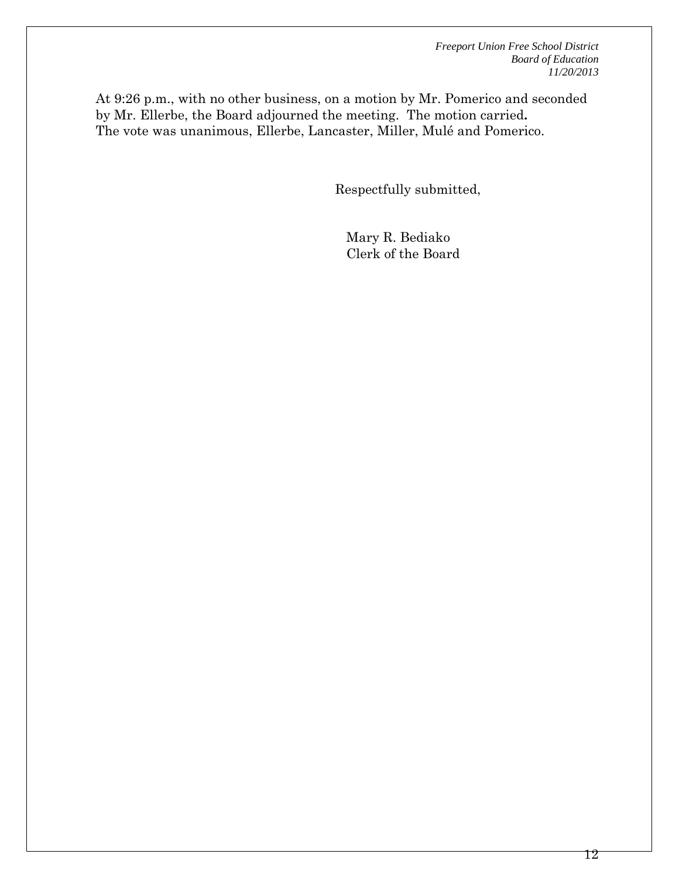At 9:26 p.m., with no other business, on a motion by Mr. Pomerico and seconded by Mr. Ellerbe, the Board adjourned the meeting. The motion carried**.** The vote was unanimous, Ellerbe, Lancaster, Miller, Mulé and Pomerico.

Respectfully submitted,

Mary R. Bediako
Clerk of the Board